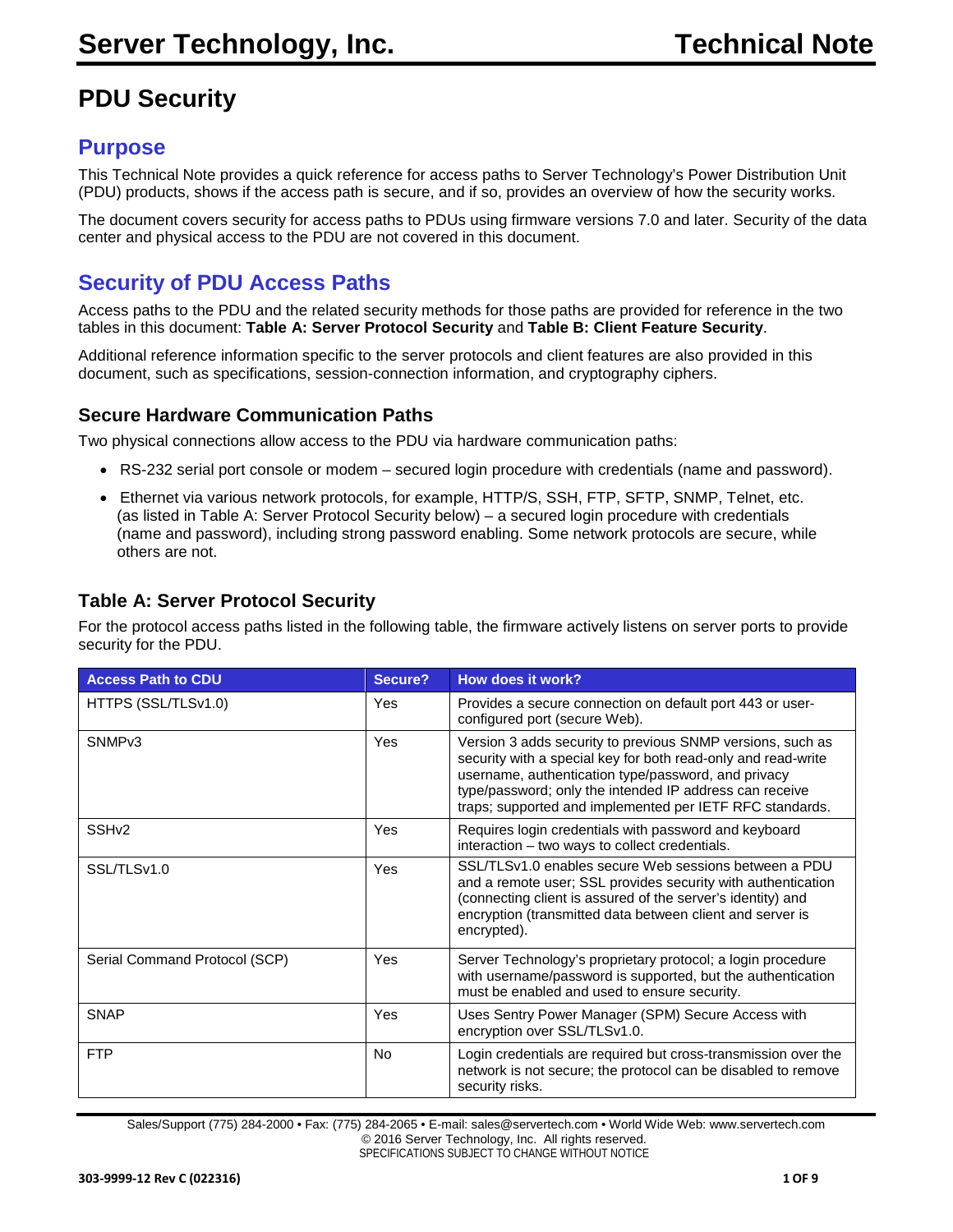# PDU Security

## Purpose

This Technical Note provides a quick reference for access paths to Server Technology's Power Distribution Unit (PDU) products, shows if the access path is secure, and if so, provides an overview of how the security works.

The document covers security for access paths to PDUs using firmware versions 7.0 and later. Security of the data center and physical access to the PDU are not covered in this document.

## Security of PDU Access Paths

Access paths to the PDU and the related security methods for those paths are provided for reference in the two tables in this document: **Table A: Server Protocol Security** and **Table B: Client Feature Security**.

Additional reference information specific to the server protocols and client features are also provided in this document, such as specifications, session-connection information, and cryptography ciphers.

### Secure Hardware Communication Paths

Two physical connections allow access to the PDU via hardware communication paths:

- RS-232 serial port console or modem – secured login procedure with credentials (name and password).
- Ethernet via various network protocols, for example, HTTP/S, SSH, FTP, SFTP, SNMP, Telnet, etc. (as listed in Table A: Server Protocol Security below) – a secured login procedure with credentials (name and password), including strong password enabling. Some network protocols are secure, while others are not.

### Table A: Server Protocol Security

For the protocol access paths listed in the following table, the firmware actively listens on server ports to provide security for the PDU.

| Access Path to CDU | Secure? | How does it work? |
|---|---|---|
| HTTPS (SSL/TLSv1.0) | Yes | Provides a secure connection on default port 443 or user-configured port (secure Web). |
| SNMPv3 | Yes | Version 3 adds security to previous SNMP versions, such as security with a special key for both read-only and read-write username, authentication type/password, and privacy type/password; only the intended IP address can receive traps; supported and implemented per IETF RFC standards. |
| SSHv2 | Yes | Requires login credentials with password and keyboard interaction – two ways to collect credentials. |
| SSL/TLSv1.0 | Yes | SSL/TLSv1.0 enables secure Web sessions between a PDU and a remote user; SSL provides security with authentication (connecting client is assured of the server's identity) and encryption (transmitted data between client and server is encrypted). |
| Serial Command Protocol (SCP) | Yes | Server Technology's proprietary protocol; a login procedure with username/password is supported, but the authentication must be enabled and used to ensure security. |
| SNAP | Yes | Uses Sentry Power Manager (SPM) Secure Access with encryption over SSL/TLSv1.0. |
| FTP | No | Login credentials are required but cross-transmission over the network is not secure; the protocol can be disabled to remove security risks. |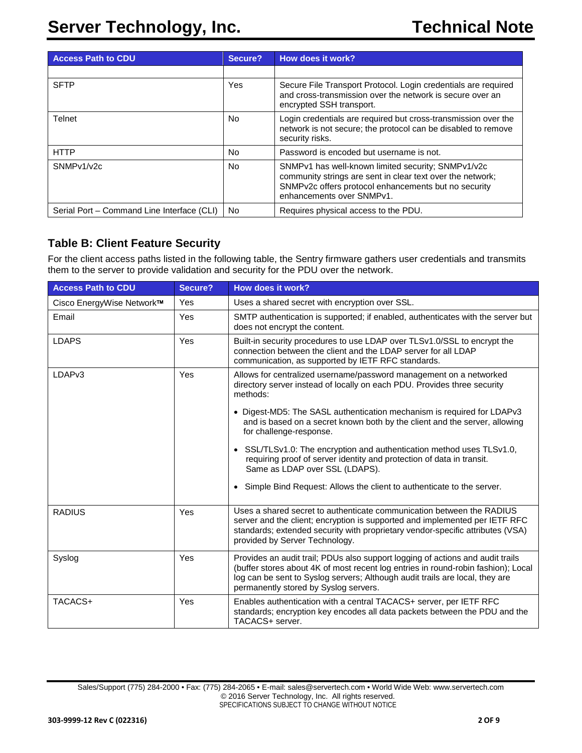| Access Path to CDU | Secure? | How does it work? |
|---|---|---|
| | | |
| SFTP | Yes | Secure File Transport Protocol. Login credentials are required and cross-transmission over the network is secure over an encrypted SSH transport. |
| Telnet | No | Login credentials are required but cross-transmission over the network is not secure; the protocol can be disabled to remove security risks. |
| HTTP | No | Password is encoded but username is not. |
| SNMPv1/v2c | No | SNMPv1 has well-known limited security; SNMPv1/v2c community strings are sent in clear text over the network; SNMPv2c offers protocol enhancements but no security enhancements over SNMPv1. |
| Serial Port – Command Line Interface (CLI) | No | Requires physical access to the PDU. |

### Table B: Client Feature Security

For the client access paths listed in the following table, the Sentry firmware gathers user credentials and transmits them to the server to provide validation and security for the PDU over the network.

| Access Path to CDU | Secure? | How does it work? |
|---|---|---|
| Cisco EnergyWise Network™ | Yes | Uses a shared secret with encryption over SSL. |
| Email | Yes | SMTP authentication is supported; if enabled, authenticates with the server but does not encrypt the content. |
| LDAPS | Yes | Built-in security procedures to use LDAP over TLSv1.0/SSL to encrypt the connection between the client and the LDAP server for all LDAP communication, as supported by IETF RFC standards. |
| LDAPv3 | Yes | Allows for centralized username/password management on a networked directory server instead of locally on each PDU. Provides three security methods:<br><br>• Digest-MD5: The SASL authentication mechanism is required for LDAPv3 and is based on a secret known both by the client and the server, allowing for challenge-response.<br><br>• SSL/TLSv1.0: The encryption and authentication method uses TLSv1.0, requiring proof of server identity and protection of data in transit. Same as LDAP over SSL (LDAPS).<br><br>• Simple Bind Request: Allows the client to authenticate to the server. |
| RADIUS | Yes | Uses a shared secret to authenticate communication between the RADIUS server and the client; encryption is supported and implemented per IETF RFC standards; extended security with proprietary vendor-specific attributes (VSA) provided by Server Technology. |
| Syslog | Yes | Provides an audit trail; PDUs also support logging of actions and audit trails (buffer stores about 4K of most recent log entries in round-robin fashion); Local log can be sent to Syslog servers; Although audit trails are local, they are permanently stored by Syslog servers. |
| TACACS+ | Yes | Enables authentication with a central TACACS+ server, per IETF RFC standards; encryption key encodes all data packets between the PDU and the TACACS+ server. |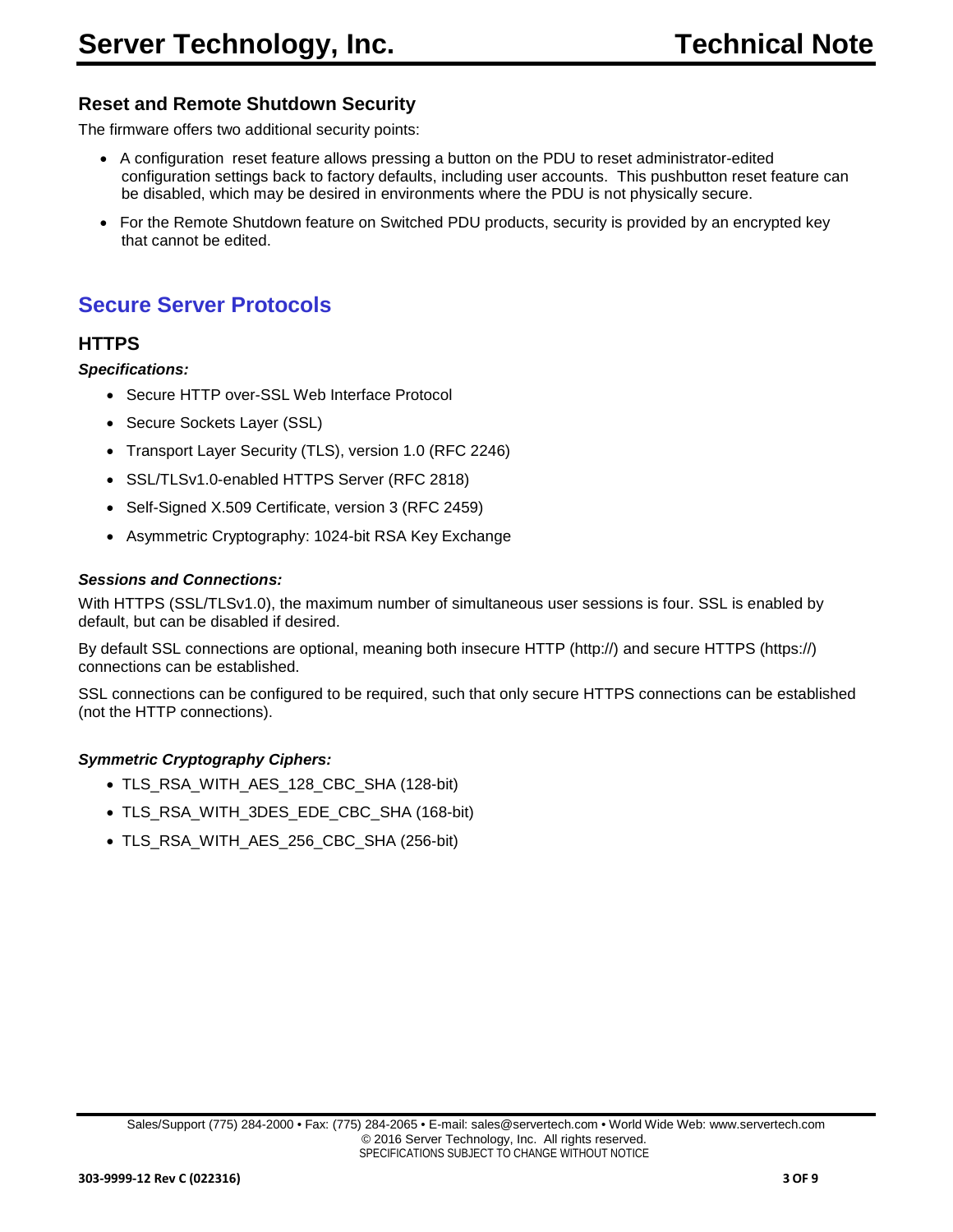### Reset and Remote Shutdown Security

The firmware offers two additional security points:

- A configuration reset feature allows pressing a button on the PDU to reset administrator-edited configuration settings back to factory defaults, including user accounts. This pushbutton reset feature can be disabled, which may be desired in environments where the PDU is not physically secure.
- For the Remote Shutdown feature on Switched PDU products, security is provided by an encrypted key that cannot be edited.

## Secure Server Protocols

### HTTPS

***Specifications:***

- Secure HTTP over-SSL Web Interface Protocol
- Secure Sockets Layer (SSL)
- Transport Layer Security (TLS), version 1.0 (RFC 2246)
- SSL/TLSv1.0-enabled HTTPS Server (RFC 2818)
- Self-Signed X.509 Certificate, version 3 (RFC 2459)
- Asymmetric Cryptography: 1024-bit RSA Key Exchange

***Sessions and Connections:***

With HTTPS (SSL/TLSv1.0), the maximum number of simultaneous user sessions is four. SSL is enabled by default, but can be disabled if desired.

By default SSL connections are optional, meaning both insecure HTTP (http://) and secure HTTPS (https://) connections can be established.

SSL connections can be configured to be required, such that only secure HTTPS connections can be established (not the HTTP connections).

***Symmetric Cryptography Ciphers:***

- TLS_RSA_WITH_AES_128_CBC_SHA (128-bit)
- TLS_RSA_WITH_3DES_EDE_CBC_SHA (168-bit)
- TLS_RSA_WITH_AES_256_CBC_SHA (256-bit)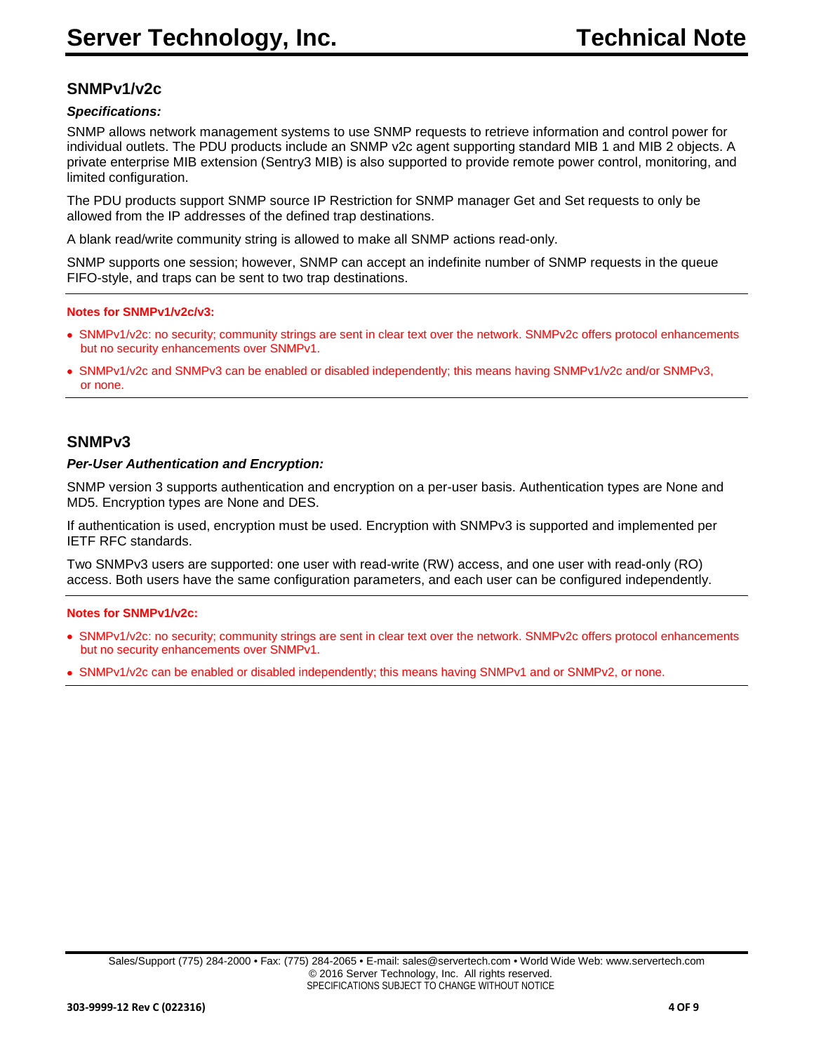## SNMPv1/v2c

***Specifications:***

SNMP allows network management systems to use SNMP requests to retrieve information and control power for individual outlets. The PDU products include an SNMP v2c agent supporting standard MIB 1 and MIB 2 objects. A private enterprise MIB extension (Sentry3 MIB) is also supported to provide remote power control, monitoring, and limited configuration.

The PDU products support SNMP source IP Restriction for SNMP manager Get and Set requests to only be allowed from the IP addresses of the defined trap destinations.

A blank read/write community string is allowed to make all SNMP actions read-only.

SNMP supports one session; however, SNMP can accept an indefinite number of SNMP requests in the queue FIFO-style, and traps can be sent to two trap destinations.

---

**Notes for SNMPv1/v2c/v3:**

- SNMPv1/v2c: no security; community strings are sent in clear text over the network. SNMPv2c offers protocol enhancements but no security enhancements over SNMPv1.
- SNMPv1/v2c and SNMPv3 can be enabled or disabled independently; this means having SNMPv1/v2c and/or SNMPv3, or none.

---

## SNMPv3

***Per-User Authentication and Encryption:***

SNMP version 3 supports authentication and encryption on a per-user basis. Authentication types are None and MD5. Encryption types are None and DES.

If authentication is used, encryption must be used. Encryption with SNMPv3 is supported and implemented per IETF RFC standards.

Two SNMPv3 users are supported: one user with read-write (RW) access, and one user with read-only (RO) access. Both users have the same configuration parameters, and each user can be configured independently.

---

**Notes for SNMPv1/v2c:**

- SNMPv1/v2c: no security; community strings are sent in clear text over the network. SNMPv2c offers protocol enhancements but no security enhancements over SNMPv1.
- SNMPv1/v2c can be enabled or disabled independently; this means having SNMPv1 and or SNMPv2, or none.

---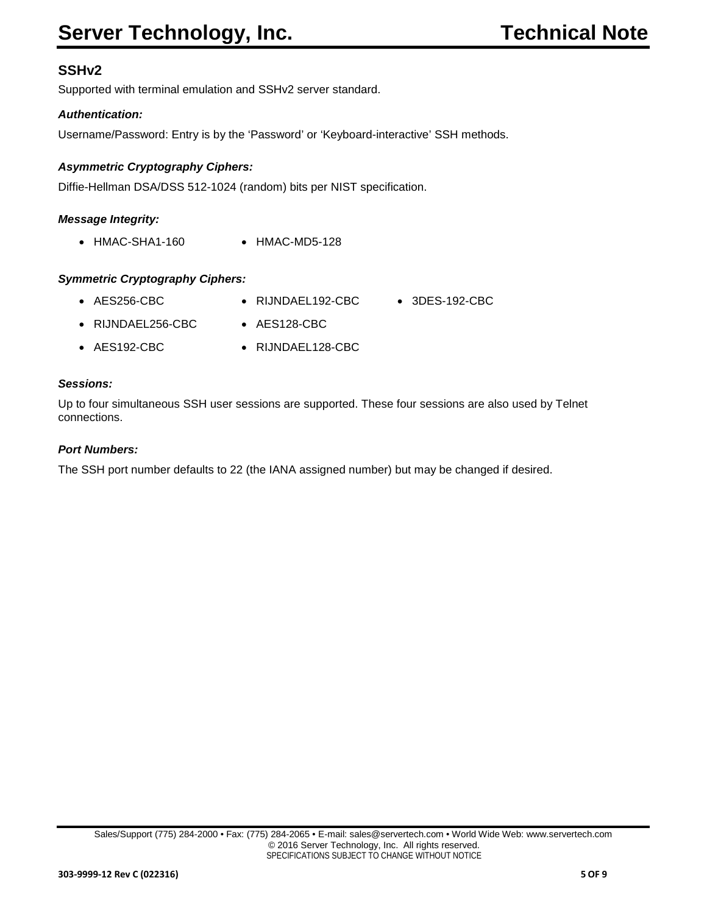## SSHv2

Supported with terminal emulation and SSHv2 server standard.

***Authentication:***

Username/Password: Entry is by the 'Password' or 'Keyboard-interactive' SSH methods.

***Asymmetric Cryptography Ciphers:***

Diffie-Hellman DSA/DSS 512-1024 (random) bits per NIST specification.

***Message Integrity:***

- HMAC-SHA1-160
- HMAC-MD5-128

***Symmetric Cryptography Ciphers:***

- AES256-CBC
- RIJNDAEL256-CBC
- AES192-CBC
- RIJNDAEL192-CBC
- AES128-CBC
- RIJNDAEL128-CBC
- 3DES-192-CBC

***Sessions:***

Up to four simultaneous SSH user sessions are supported. These four sessions are also used by Telnet connections.

***Port Numbers:***

The SSH port number defaults to 22 (the IANA assigned number) but may be changed if desired.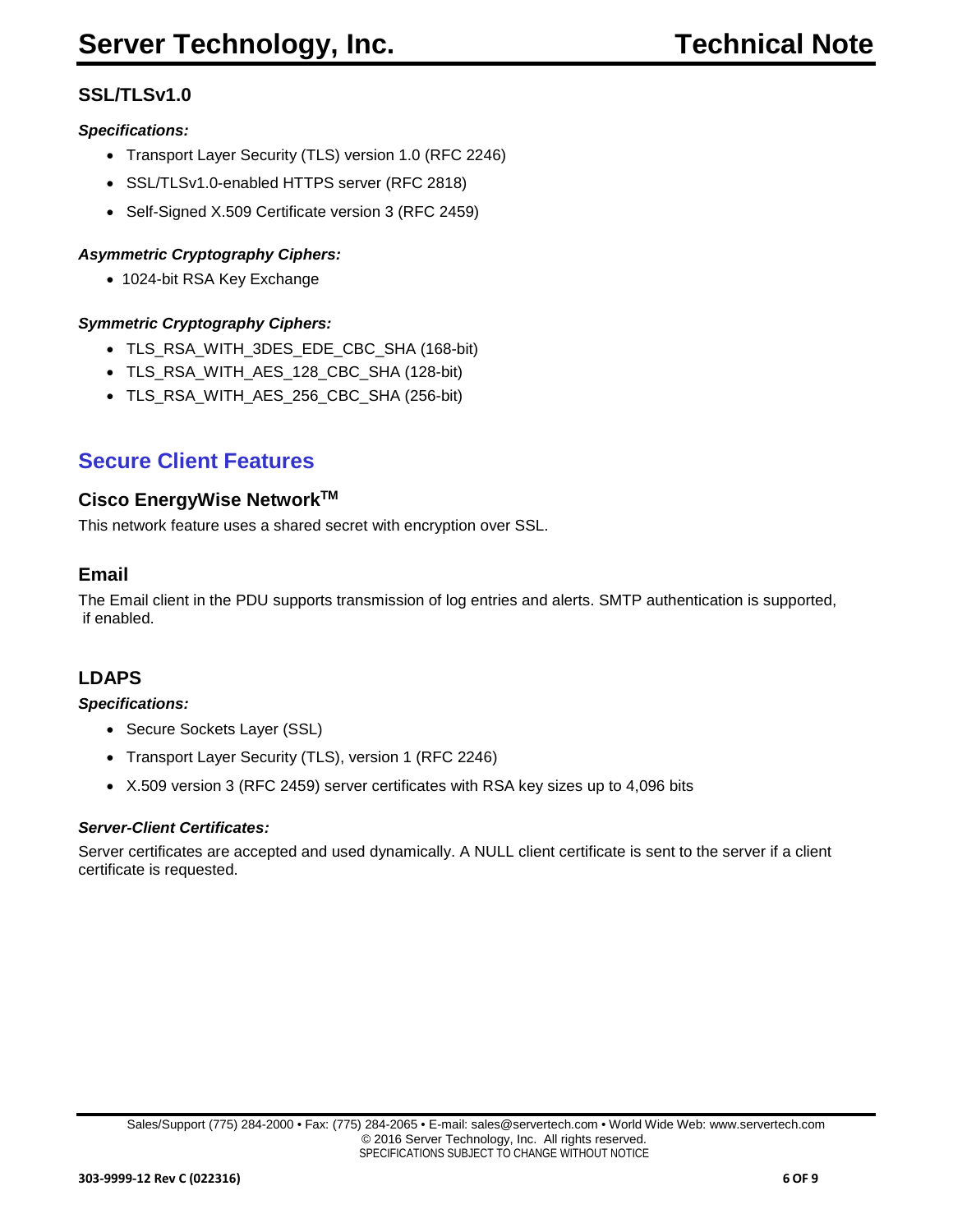### SSL/TLSv1.0

***Specifications:***

- Transport Layer Security (TLS) version 1.0 (RFC 2246)
- SSL/TLSv1.0-enabled HTTPS server (RFC 2818)
- Self-Signed X.509 Certificate version 3 (RFC 2459)

***Asymmetric Cryptography Ciphers:***

- 1024-bit RSA Key Exchange

***Symmetric Cryptography Ciphers:***

- TLS_RSA_WITH_3DES_EDE_CBC_SHA (168-bit)
- TLS_RSA_WITH_AES_128_CBC_SHA (128-bit)
- TLS_RSA_WITH_AES_256_CBC_SHA (256-bit)

## Secure Client Features

### Cisco EnergyWise Network[TM]

This network feature uses a shared secret with encryption over SSL.

### Email

The Email client in the PDU supports transmission of log entries and alerts. SMTP authentication is supported, if enabled.

### LDAPS

***Specifications:***

- Secure Sockets Layer (SSL)
- Transport Layer Security (TLS), version 1 (RFC 2246)
- X.509 version 3 (RFC 2459) server certificates with RSA key sizes up to 4,096 bits

***Server-Client Certificates:***

Server certificates are accepted and used dynamically. A NULL client certificate is sent to the server if a client certificate is requested.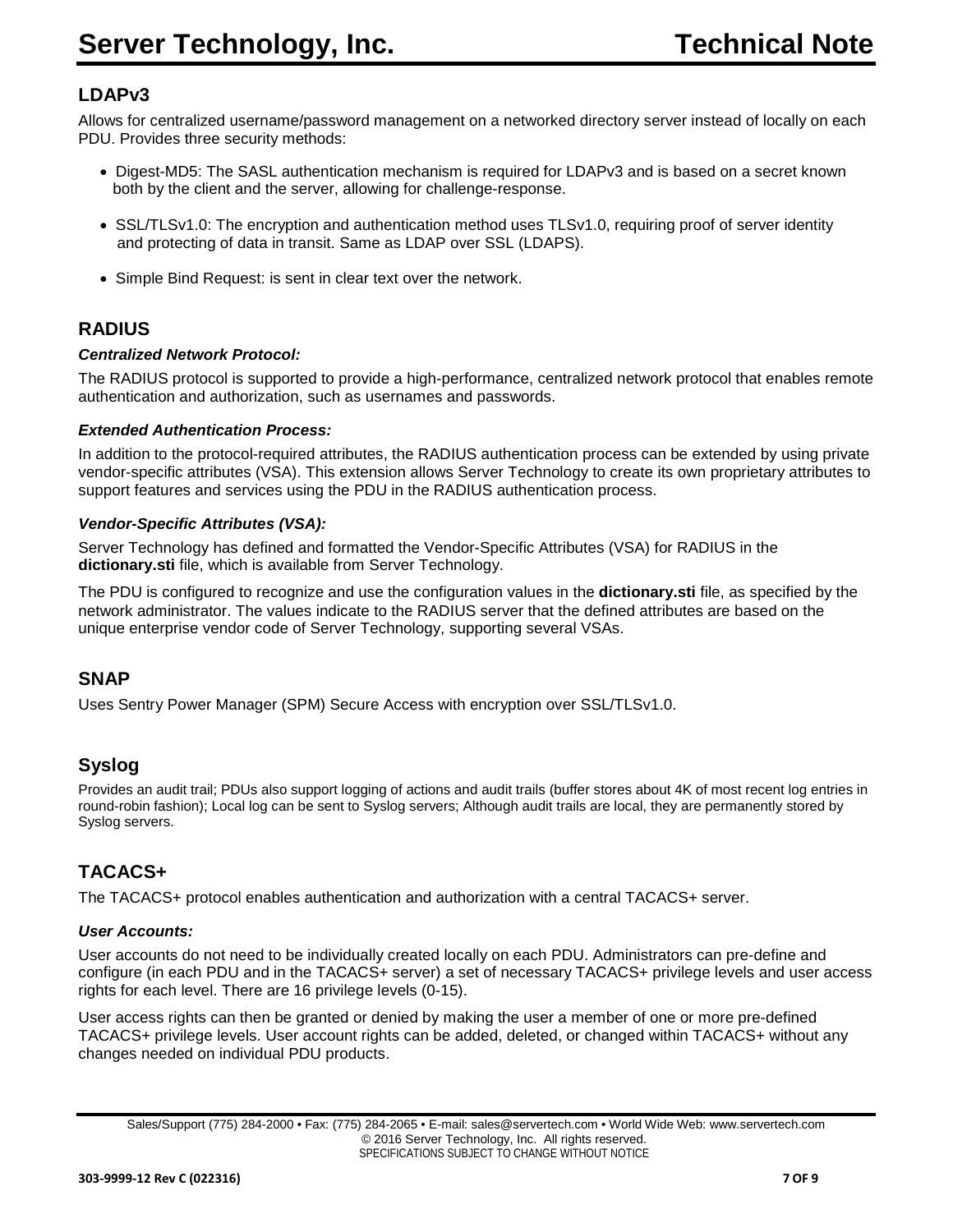## LDAPv3

Allows for centralized username/password management on a networked directory server instead of locally on each PDU. Provides three security methods:

- Digest-MD5: The SASL authentication mechanism is required for LDAPv3 and is based on a secret known both by the client and the server, allowing for challenge-response.
- SSL/TLSv1.0: The encryption and authentication method uses TLSv1.0, requiring proof of server identity and protecting of data in transit. Same as LDAP over SSL (LDAPS).
- Simple Bind Request: is sent in clear text over the network.

## RADIUS

***Centralized Network Protocol:***

The RADIUS protocol is supported to provide a high-performance, centralized network protocol that enables remote authentication and authorization, such as usernames and passwords.

***Extended Authentication Process:***

In addition to the protocol-required attributes, the RADIUS authentication process can be extended by using private vendor-specific attributes (VSA). This extension allows Server Technology to create its own proprietary attributes to support features and services using the PDU in the RADIUS authentication process.

***Vendor-Specific Attributes (VSA):***

Server Technology has defined and formatted the Vendor-Specific Attributes (VSA) for RADIUS in the **dictionary.sti** file, which is available from Server Technology.

The PDU is configured to recognize and use the configuration values in the **dictionary.sti** file, as specified by the network administrator. The values indicate to the RADIUS server that the defined attributes are based on the unique enterprise vendor code of Server Technology, supporting several VSAs.

## SNAP

Uses Sentry Power Manager (SPM) Secure Access with encryption over SSL/TLSv1.0.

## Syslog

Provides an audit trail; PDUs also support logging of actions and audit trails (buffer stores about 4K of most recent log entries in round-robin fashion); Local log can be sent to Syslog servers; Although audit trails are local, they are permanently stored by Syslog servers.

## TACACS+

The TACACS+ protocol enables authentication and authorization with a central TACACS+ server.

***User Accounts:***

User accounts do not need to be individually created locally on each PDU. Administrators can pre-define and configure (in each PDU and in the TACACS+ server) a set of necessary TACACS+ privilege levels and user access rights for each level. There are 16 privilege levels (0-15).

User access rights can then be granted or denied by making the user a member of one or more pre-defined TACACS+ privilege levels. User account rights can be added, deleted, or changed within TACACS+ without any changes needed on individual PDU products.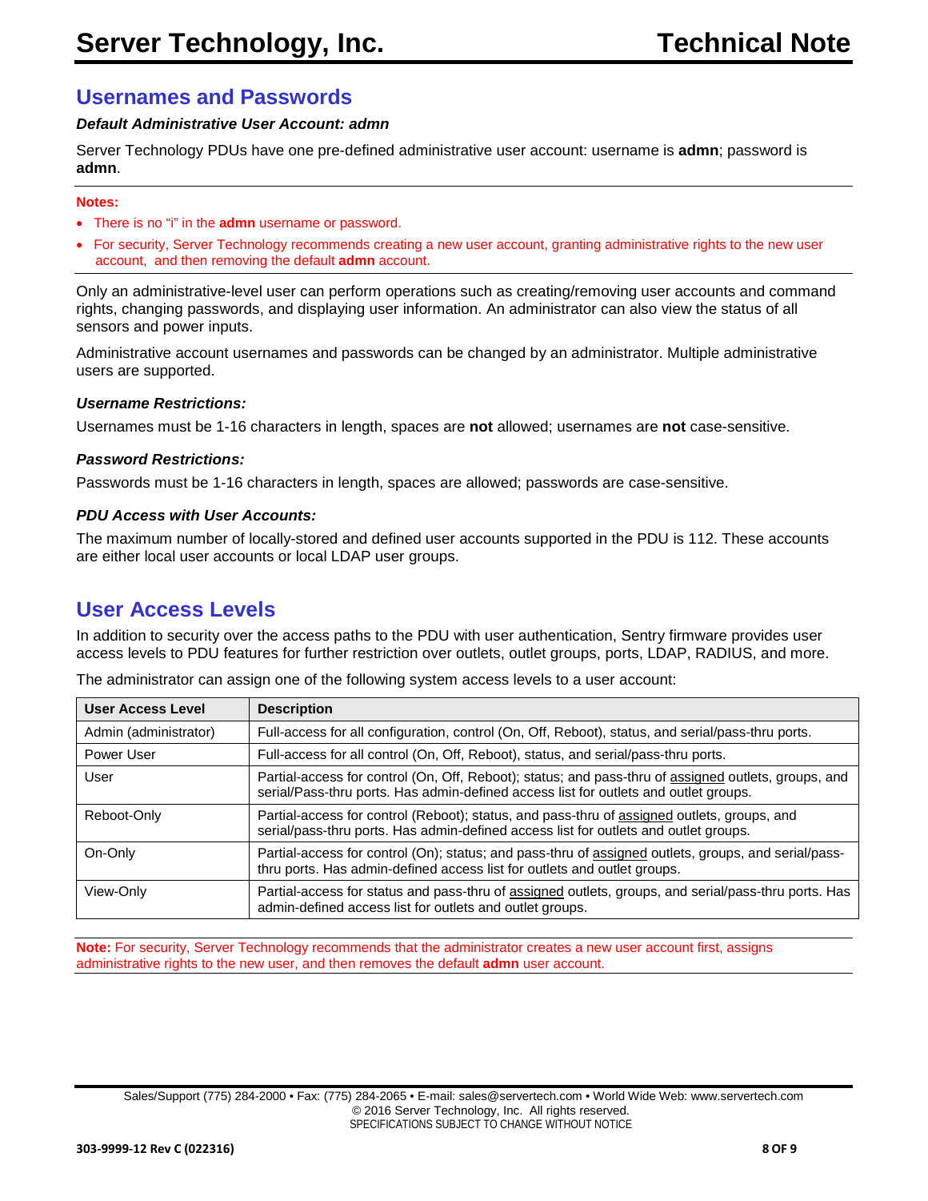## Usernames and Passwords

***Default Administrative User Account: admn***

Server Technology PDUs have one pre-defined administrative user account: username is **admn**; password is **admn**.

---

**Notes:**

- There is no "i" in the **admn** username or password.
- For security, Server Technology recommends creating a new user account, granting administrative rights to the new user account, and then removing the default **admn** account.

---

Only an administrative-level user can perform operations such as creating/removing user accounts and command rights, changing passwords, and displaying user information. An administrator can also view the status of all sensors and power inputs.

Administrative account usernames and passwords can be changed by an administrator. Multiple administrative users are supported.

***Username Restrictions:***

Usernames must be 1-16 characters in length, spaces are **not** allowed; usernames are **not** case-sensitive.

***Password Restrictions:***

Passwords must be 1-16 characters in length, spaces are allowed; passwords are case-sensitive.

***PDU Access with User Accounts:***

The maximum number of locally-stored and defined user accounts supported in the PDU is 112. These accounts are either local user accounts or local LDAP user groups.

## User Access Levels

In addition to security over the access paths to the PDU with user authentication, Sentry firmware provides user access levels to PDU features for further restriction over outlets, outlet groups, ports, LDAP, RADIUS, and more.

The administrator can assign one of the following system access levels to a user account:

| User Access Level | Description |
|---|---|
| Admin (administrator) | Full-access for all configuration, control (On, Off, Reboot), status, and serial/pass-thru ports. |
| Power User | Full-access for all control (On, Off, Reboot), status, and serial/pass-thru ports. |
| User | Partial-access for control (On, Off, Reboot); status; and pass-thru of assigned outlets, groups, and serial/Pass-thru ports. Has admin-defined access list for outlets and outlet groups. |
| Reboot-Only | Partial-access for control (Reboot); status, and pass-thru of assigned outlets, groups, and serial/pass-thru ports. Has admin-defined access list for outlets and outlet groups. |
| On-Only | Partial-access for control (On); status; and pass-thru of assigned outlets, groups, and serial/pass-thru ports. Has admin-defined access list for outlets and outlet groups. |
| View-Only | Partial-access for status and pass-thru of assigned outlets, groups, and serial/pass-thru ports. Has admin-defined access list for outlets and outlet groups. |

---

**Note:** For security, Server Technology recommends that the administrator creates a new user account first, assigns administrative rights to the new user, and then removes the default **admn** user account.

---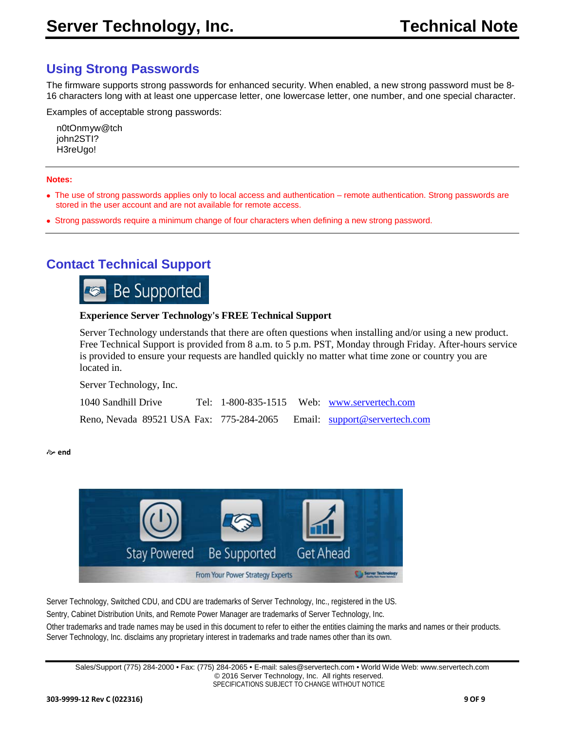## Using Strong Passwords

The firmware supports strong passwords for enhanced security. When enabled, a new strong password must be 8-16 characters long with at least one uppercase letter, one lowercase letter, one number, and one special character.

Examples of acceptable strong passwords:

n0tOnmyw@tch
john2STI?
H3reUgo!

---

**Notes:**

- The use of strong passwords applies only to local access and authentication – remote authentication. Strong passwords are stored in the user account and are not available for remote access.
- Strong passwords require a minimum change of four characters when defining a new strong password.

---

## Contact Technical Support

Be Supported

**Experience Server Technology's FREE Technical Support**

Server Technology understands that there are often questions when installing and/or using a new product. Free Technical Support is provided from 8 a.m. to 5 p.m. PST, Monday through Friday. After-hours service is provided to ensure your requests are handled quickly no matter what time zone or country you are located in.

Server Technology, Inc.

| | | | |
|---|---|---|---|
| 1040 Sandhill Drive | Tel: 1-800-835-1515 | Web: | www.servertech.com |
| Reno, Nevada 89521 USA | Fax: 775-284-2065 | Email: | support@servertech.com |

**end**

Stay Powered Be Supported Get Ahead
From Your Power Strategy Experts

Server Technology, Switched CDU, and CDU are trademarks of Server Technology, Inc., registered in the US.

Sentry, Cabinet Distribution Units, and Remote Power Manager are trademarks of Server Technology, Inc.

Other trademarks and trade names may be used in this document to refer to either the entities claiming the marks and names or their products. Server Technology, Inc. disclaims any proprietary interest in trademarks and trade names other than its own.

Sales/Support (775) 284-2000 • Fax: (775) 284-2065 • E-mail: sales@servertech.com • World Wide Web: www.servertech.com
© 2016 Server Technology, Inc. All rights reserved.
SPECIFICATIONS SUBJECT TO CHANGE WITHOUT NOTICE

303-9999-12 Rev C (022316)